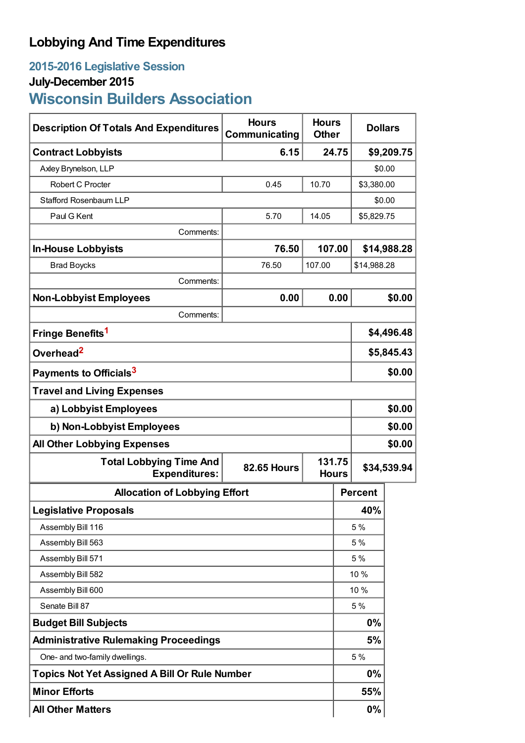# Lobbying And Time Expenditures

## 2015-2016 Legislative Session

### July-December 2015

## Wisconsin Builders Association

| Description Of Totals And Expenditures | Hours Communicating | Hours Other | Dollars |
|---|---|---|---|
| **Contract Lobbyists** | **6.15** | **24.75** | **$9,209.75** |
| Axley Brynelson, LLP | | | $0.00 |
| Robert C Procter | 0.45 | 10.70 | $3,380.00 |
| Stafford Rosenbaum LLP | | | $0.00 |
| Paul G Kent | 5.70 | 14.05 | $5,829.75 |
| Comments: | | | |
| **In-House Lobbyists** | **76.50** | **107.00** | **$14,988.28** |
| Brad Boycks | 76.50 | 107.00 | $14,988.28 |
| Comments: | | | |
| **Non-Lobbyist Employees** | **0.00** | **0.00** | **$0.00** |
| Comments: | | | |
| **Fringe Benefits**[1] | | | **$4,496.48** |
| **Overhead**[2] | | | **$5,845.43** |
| **Payments to Officials**[3] | | | **$0.00** |
| **Travel and Living Expenses** | | | |
| **a) Lobbyist Employees** | | | **$0.00** |
| **b) Non-Lobbyist Employees** | | | **$0.00** |
| **All Other Lobbying Expenses** | | | **$0.00** |
| **Total Lobbying Time And Expenditures:** | **82.65 Hours** | **131.75 Hours** | **$34,539.94** |

| Allocation of Lobbying Effort | Percent |
|---|---|
| **Legislative Proposals** | **40%** |
| Assembly Bill 116 | 5 % |
| Assembly Bill 563 | 5 % |
| Assembly Bill 571 | 5 % |
| Assembly Bill 582 | 10 % |
| Assembly Bill 600 | 10 % |
| Senate Bill 87 | 5 % |
| **Budget Bill Subjects** | **0%** |
| **Administrative Rulemaking Proceedings** | **5%** |
| One- and two-family dwellings. | 5 % |
| **Topics Not Yet Assigned A Bill Or Rule Number** | **0%** |
| **Minor Efforts** | **55%** |
| **All Other Matters** | **0%** |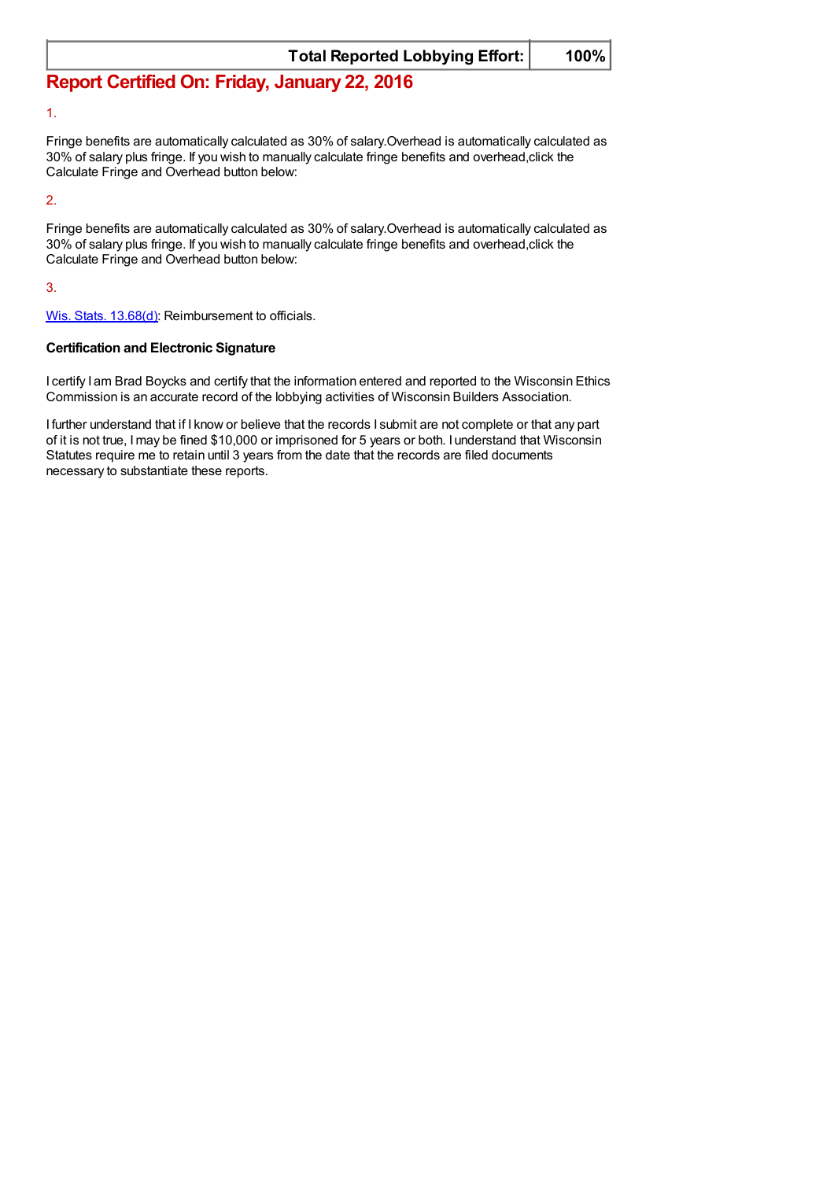| | |
|---|---|
| **Total Reported Lobbying Effort:** | **100%** |

## Report Certified On: Friday, January 22, 2016

1.

Fringe benefits are automatically calculated as 30% of salary.Overhead is automatically calculated as 30% of salary plus fringe. If you wish to manually calculate fringe benefits and overhead,click the Calculate Fringe and Overhead button below:

2.

Fringe benefits are automatically calculated as 30% of salary.Overhead is automatically calculated as 30% of salary plus fringe. If you wish to manually calculate fringe benefits and overhead,click the Calculate Fringe and Overhead button below:

3.

Wis. Stats. 13.68(d): Reimbursement to officials.

**Certification and Electronic Signature**

I certify I am Brad Boycks and certify that the information entered and reported to the Wisconsin Ethics Commission is an accurate record of the lobbying activities of Wisconsin Builders Association.

I further understand that if I know or believe that the records I submit are not complete or that any part of it is not true, I may be fined $10,000 or imprisoned for 5 years or both. I understand that Wisconsin Statutes require me to retain until 3 years from the date that the records are filed documents necessary to substantiate these reports.